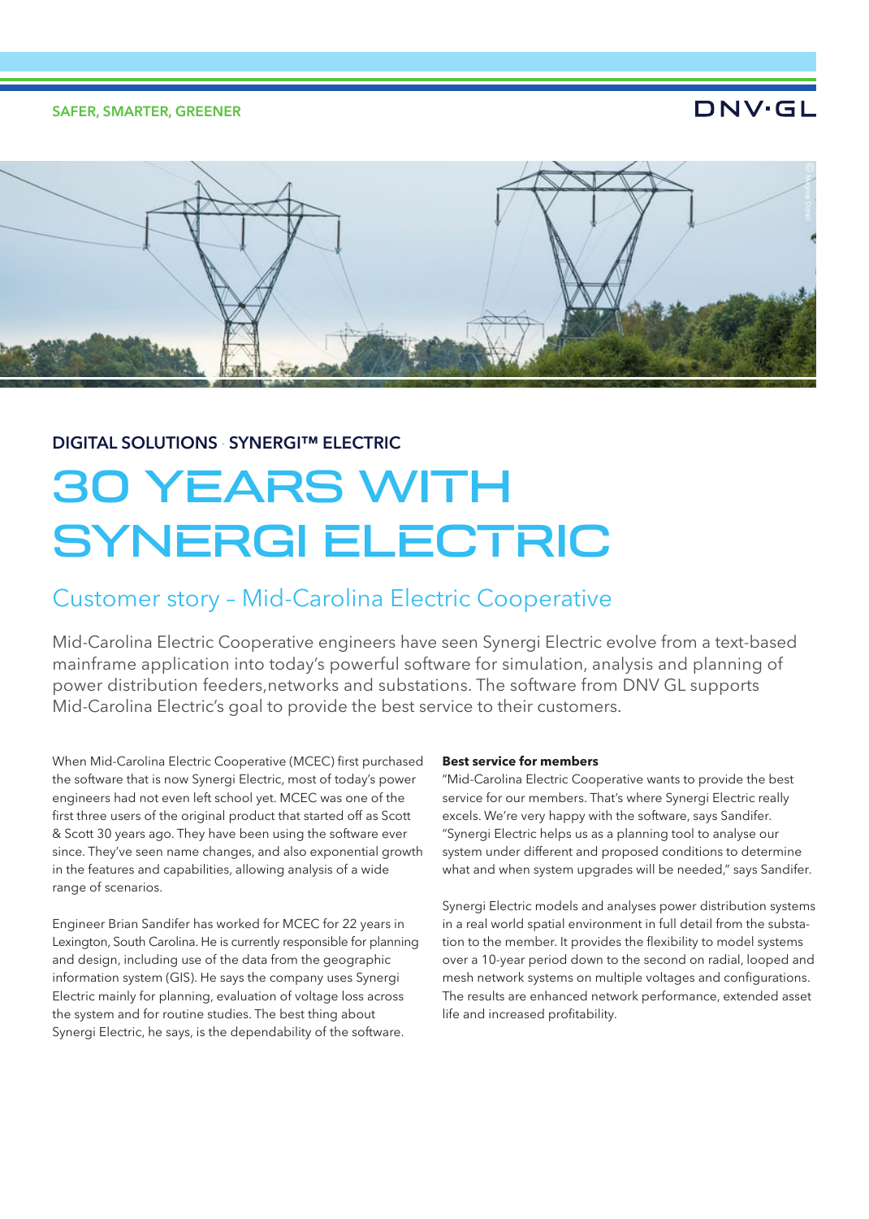SAFER, SMARTER, GREENER

DNV·GL

DIGITAL SOLUTIONS · SYNERGI™ ELECTRIC

# 30 YEARS WITH SYNERGI ELECTRIC

## Customer story – Mid-Carolina Electric Cooperative

Mid-Carolina Electric Cooperative engineers have seen Synergi Electric evolve from a text-based mainframe application into today's powerful software for simulation, analysis and planning of power distribution feeders,networks and substations. The software from DNV GL supports Mid-Carolina Electric's goal to provide the best service to their customers.

When Mid-Carolina Electric Cooperative (MCEC) first purchased the software that is now Synergi Electric, most of today's power engineers had not even left school yet. MCEC was one of the first three users of the original product that started off as Scott & Scott 30 years ago. They have been using the software ever since. They've seen name changes, and also exponential growth in the features and capabilities, allowing analysis of a wide range of scenarios.

Engineer Brian Sandifer has worked for MCEC for 22 years in Lexington, South Carolina. He is currently responsible for planning and design, including use of the data from the geographic information system (GIS). He says the company uses Synergi Electric mainly for planning, evaluation of voltage loss across the system and for routine studies. The best thing about Synergi Electric, he says, is the dependability of the software.

**Best service for members**

"Mid-Carolina Electric Cooperative wants to provide the best service for our members. That's where Synergi Electric really excels. We're very happy with the software, says Sandifer. "Synergi Electric helps us as a planning tool to analyse our system under different and proposed conditions to determine what and when system upgrades will be needed," says Sandifer.

Synergi Electric models and analyses power distribution systems in a real world spatial environment in full detail from the substation to the member. It provides the flexibility to model systems over a 10-year period down to the second on radial, looped and mesh network systems on multiple voltages and configurations. The results are enhanced network performance, extended asset life and increased profitability.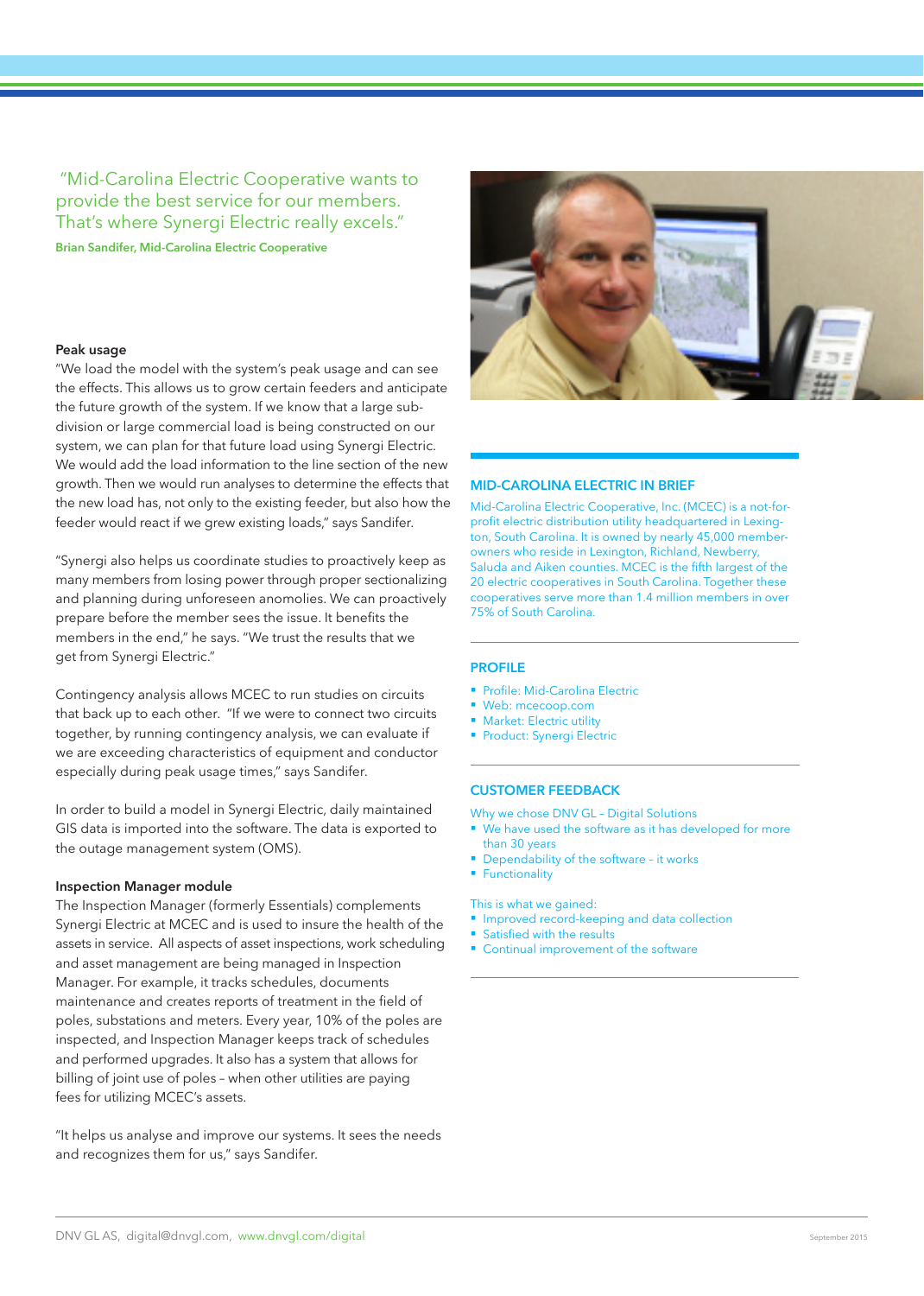"Mid-Carolina Electric Cooperative wants to provide the best service for our members. That's where Synergi Electric really excels."

**Brian Sandifer, Mid-Carolina Electric Cooperative**

### Peak usage

"We load the model with the system's peak usage and can see the effects. This allows us to grow certain feeders and anticipate the future growth of the system. If we know that a large sub-division or large commercial load is being constructed on our system, we can plan for that future load using Synergi Electric. We would add the load information to the line section of the new growth. Then we would run analyses to determine the effects that the new load has, not only to the existing feeder, but also how the feeder would react if we grew existing loads," says Sandifer.

"Synergi also helps us coordinate studies to proactively keep as many members from losing power through proper sectionalizing and planning during unforeseen anomolies. We can proactively prepare before the member sees the issue. It benefits the members in the end," he says. "We trust the results that we get from Synergi Electric."

Contingency analysis allows MCEC to run studies on circuits that back up to each other. "If we were to connect two circuits together, by running contingency analysis, we can evaluate if we are exceeding characteristics of equipment and conductor especially during peak usage times," says Sandifer.

In order to build a model in Synergi Electric, daily maintained GIS data is imported into the software. The data is exported to the outage management system (OMS).

### Inspection Manager module

The Inspection Manager (formerly Essentials) complements Synergi Electric at MCEC and is used to insure the health of the assets in service. All aspects of asset inspections, work scheduling and asset management are being managed in Inspection Manager. For example, it tracks schedules, documents maintenance and creates reports of treatment in the field of poles, substations and meters. Every year, 10% of the poles are inspected, and Inspection Manager keeps track of schedules and performed upgrades. It also has a system that allows for billing of joint use of poles – when other utilities are paying fees for utilizing MCEC's assets.

"It helps us analyse and improve our systems. It sees the needs and recognizes them for us," says Sandifer.

## MID-CAROLINA ELECTRIC IN BRIEF

Mid-Carolina Electric Cooperative, Inc. (MCEC) is a not-for-profit electric distribution utility headquartered in Lexington, South Carolina. It is owned by nearly 45,000 member-owners who reside in Lexington, Richland, Newberry, Saluda and Aiken counties. MCEC is the fifth largest of the 20 electric cooperatives in South Carolina. Together these cooperatives serve more than 1.4 million members in over 75% of South Carolina.

## PROFILE

- Profile: Mid-Carolina Electric
- Web: mcecoop.com
- Market: Electric utility
- Product: Synergi Electric

## CUSTOMER FEEDBACK

Why we chose DNV GL – Digital Solutions

- We have used the software as it has developed for more than 30 years
- Dependability of the software – it works
- Functionality

This is what we gained:

- Improved record-keeping and data collection
- Satisfied with the results
- Continual improvement of the software

DNV GL AS, digital@dnvgl.com, www.dnvgl.com/digital

September 2015